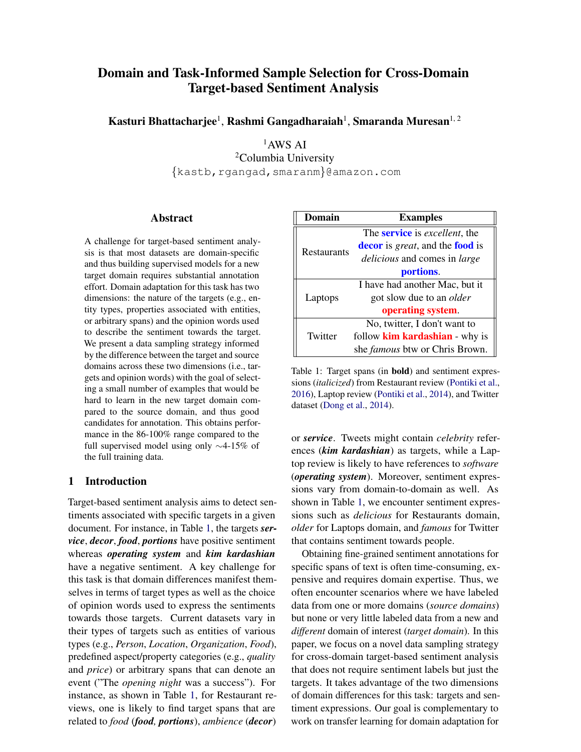# Domain and Task-Informed Sample Selection for Cross-Domain Target-based Sentiment Analysis

**Kasturi Bhattacharjee**[1], **Rashmi Gangadharaiah**[1], **Smaranda Muresan**[1, 2]

[1]AWS AI
[2]Columbia University
{kastb,rgangad,smaranm}@amazon.com

## Abstract

A challenge for target-based sentiment analysis is that most datasets are domain-specific and thus building supervised models for a new target domain requires substantial annotation effort. Domain adaptation for this task has two dimensions: the nature of the targets (e.g., entity types, properties associated with entities, or arbitrary spans) and the opinion words used to describe the sentiment towards the target. We present a data sampling strategy informed by the difference between the target and source domains across these two dimensions (i.e., targets and opinion words) with the goal of selecting a small number of examples that would be hard to learn in the new target domain compared to the source domain, and thus good candidates for annotation. This obtains performance in the 86-100% range compared to the full supervised model using only ∼4-15% of the full training data.

## 1 Introduction

Target-based sentiment analysis aims to detect sentiments associated with specific targets in a given document. For instance, in Table 1, the targets ***service***, ***decor***, ***food***, ***portions*** have positive sentiment whereas ***operating system*** and ***kim kardashian*** have a negative sentiment. A key challenge for this task is that domain differences manifest themselves in terms of target types as well as the choice of opinion words used to express the sentiments towards those targets. Current datasets vary in their types of targets such as entities of various types (e.g., *Person*, *Location*, *Organization*, *Food*), predefined aspect/property categories (e.g., *quality* and *price*) or arbitrary spans that can denote an event ("The *opening night* was a success"). For instance, as shown in Table 1, for Restaurant reviews, one is likely to find target spans that are related to *food* (***food, portions***), *ambience* (***decor***) or ***service***. Tweets might contain *celebrity* references (***kim kardashian***) as targets, while a Laptop review is likely to have references to *software* (***operating system***). Moreover, sentiment expressions vary from domain-to-domain as well. As shown in Table 1, we encounter sentiment expressions such as *delicious* for Restaurants domain, *older* for Laptops domain, and *famous* for Twitter that contains sentiment towards people.

| Domain | Examples |
|---|---|
| Restaurants | The **service** is *excellent*, the **decor** is *great*, and the **food** is *delicious* and comes in *large* **portions**. |
| Laptops | I have had another Mac, but it got slow due to an *older* **operating system**. |
| Twitter | No, twitter, I don't want to follow **kim kardashian** - why is she *famous* btw or Chris Brown. |

Table 1: Target spans (in **bold**) and sentiment expressions (*italicized*) from Restaurant review (Pontiki et al., 2016), Laptop review (Pontiki et al., 2014), and Twitter dataset (Dong et al., 2014).

Obtaining fine-grained sentiment annotations for specific spans of text is often time-consuming, expensive and requires domain expertise. Thus, we often encounter scenarios where we have labeled data from one or more domains (*source domains*) but none or very little labeled data from a new and *different* domain of interest (*target domain*). In this paper, we focus on a novel data sampling strategy for cross-domain target-based sentiment analysis that does not require sentiment labels but just the targets. It takes advantage of the two dimensions of domain differences for this task: targets and sentiment expressions. Our goal is complementary to work on transfer learning for domain adaptation for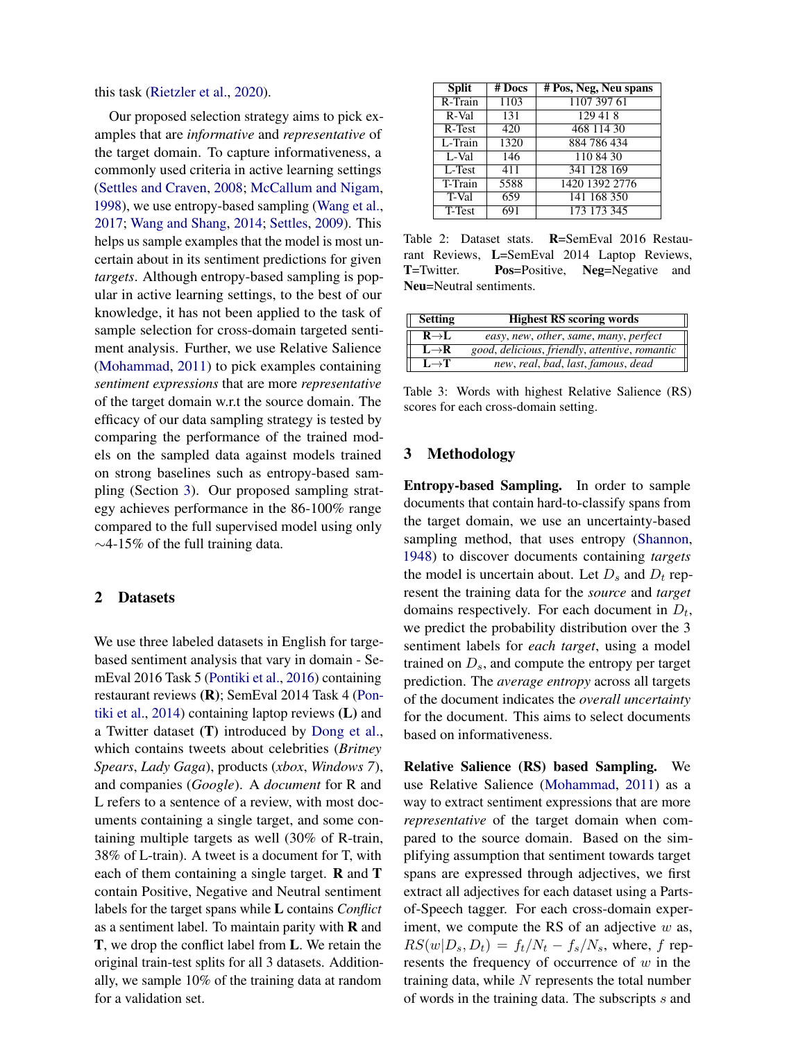this task (Rietzler et al., 2020).

Our proposed selection strategy aims to pick examples that are *informative* and *representative* of the target domain. To capture informativeness, a commonly used criteria in active learning settings (Settles and Craven, 2008; McCallum and Nigam, 1998), we use entropy-based sampling (Wang et al., 2017; Wang and Shang, 2014; Settles, 2009). This helps us sample examples that the model is most uncertain about in its sentiment predictions for given *targets*. Although entropy-based sampling is popular in active learning settings, to the best of our knowledge, it has not been applied to the task of sample selection for cross-domain targeted sentiment analysis. Further, we use Relative Salience (Mohammad, 2011) to pick examples containing *sentiment expressions* that are more *representative* of the target domain w.r.t the source domain. The efficacy of our data sampling strategy is tested by comparing the performance of the trained models on the sampled data against models trained on strong baselines such as entropy-based sampling (Section 3). Our proposed sampling strategy achieves performance in the 86-100% range compared to the full supervised model using only ∼4-15% of the full training data.

## 2 Datasets

We use three labeled datasets in English for targe-based sentiment analysis that vary in domain - SemEval 2016 Task 5 (Pontiki et al., 2016) containing restaurant reviews **(R)**; SemEval 2014 Task 4 (Pontiki et al., 2014) containing laptop reviews **(L)** and a Twitter dataset **(T)** introduced by Dong et al., which contains tweets about celebrities (*Britney Spears*, *Lady Gaga*), products (*xbox*, *Windows 7*), and companies (*Google*). A *document* for R and L refers to a sentence of a review, with most documents containing a single target, and some containing multiple targets as well (30% of R-train, 38% of L-train). A tweet is a document for T, with each of them containing a single target. **R** and **T** contain Positive, Negative and Neutral sentiment labels for the target spans while **L** contains *Conflict* as a sentiment label. To maintain parity with **R** and **T**, we drop the conflict label from **L**. We retain the original train-test splits for all 3 datasets. Additionally, we sample 10% of the training data at random for a validation set.

| Split | # Docs | # Pos, Neg, Neu spans |
|---|---|---|
| R-Train | 1103 | 1107 397 61 |
| R-Val | 131 | 129 41 8 |
| R-Test | 420 | 468 114 30 |
| L-Train | 1320 | 884 786 434 |
| L-Val | 146 | 110 84 30 |
| L-Test | 411 | 341 128 169 |
| T-Train | 5588 | 1420 1392 2776 |
| T-Val | 659 | 141 168 350 |
| T-Test | 691 | 173 173 345 |

Table 2: Dataset stats. **R**=SemEval 2016 Restaurant Reviews, **L**=SemEval 2014 Laptop Reviews, **T**=Twitter. **Pos**=Positive, **Neg**=Negative and **Neu**=Neutral sentiments.

| Setting | Highest RS scoring words |
|---|---|
| **R→L** | *easy*, *new*, *other*, *same*, *many*, *perfect* |
| **L→R** | *good*, *delicious*, *friendly*, *attentive*, *romantic* |
| **L→T** | *new*, *real*, *bad*, *last*, *famous*, *dead* |

Table 3: Words with highest Relative Salience (RS) scores for each cross-domain setting.

## 3 Methodology

**Entropy-based Sampling.** In order to sample documents that contain hard-to-classify spans from the target domain, we use an uncertainty-based sampling method, that uses entropy (Shannon, 1948) to discover documents containing *targets* the model is uncertain about. Let $D_s$ and $D_t$ represent the training data for the *source* and *target* domains respectively. For each document in $D_t$, we predict the probability distribution over the 3 sentiment labels for *each target*, using a model trained on $D_s$, and compute the entropy per target prediction. The *average entropy* across all targets of the document indicates the *overall uncertainty* for the document. This aims to select documents based on informativeness.

**Relative Salience (RS) based Sampling.** We use Relative Salience (Mohammad, 2011) as a way to extract sentiment expressions that are more *representative* of the target domain when compared to the source domain. Based on the simplifying assumption that sentiment towards target spans are expressed through adjectives, we first extract all adjectives for each dataset using a Parts-of-Speech tagger. For each cross-domain experiment, we compute the RS of an adjective $w$ as, $RS(w|D_s, D_t) = f_t/N_t - f_s/N_s$, where, $f$ represents the frequency of occurrence of $w$ in the training data, while $N$ represents the total number of words in the training data. The subscripts $s$ and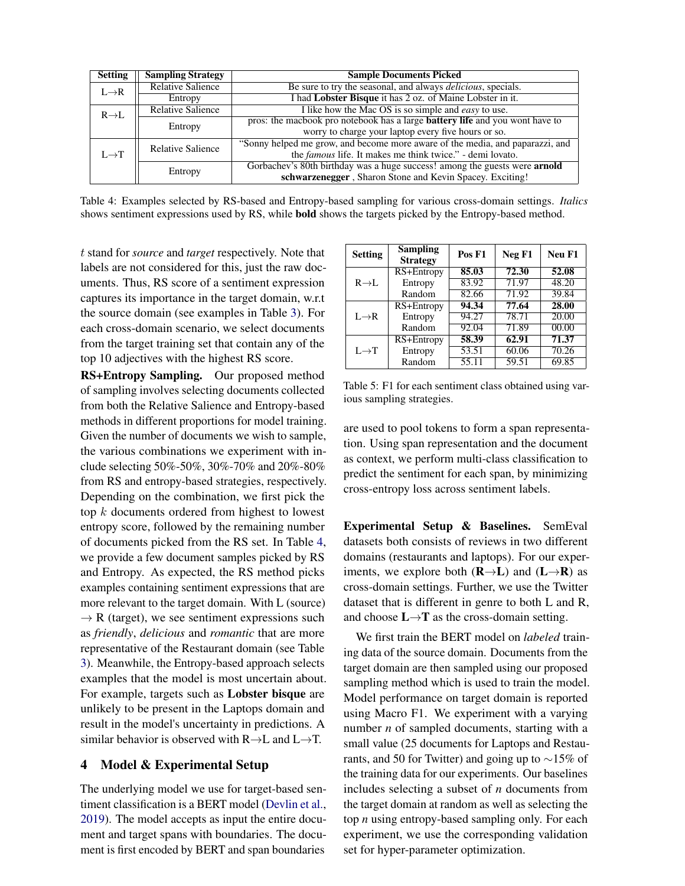| Setting | Sampling Strategy | Sample Documents Picked |
|---|---|---|
| L→R | Relative Salience | Be sure to try the seasonal, and always *delicious*, specials. |
| | Entropy | I had **Lobster Bisque** it has 2 oz. of Maine Lobster in it. |
| R→L | Relative Salience | I like how the Mac OS is so simple and *easy* to use. |
| | Entropy | pros: the macbook pro notebook has a large **battery life** and you wont have to worry to charge your laptop every five hours or so. |
| L→T | Relative Salience | "Sonny helped me grow, and become more aware of the media, and paparazzi, and the *famous* life. It makes me think twice." - demi lovato. |
| | Entropy | Gorbachev's 80th birthday was a huge success! among the guests were **arnold schwarzenegger** , Sharon Stone and Kevin Spacey. Exciting! |

Table 4: Examples selected by RS-based and Entropy-based sampling for various cross-domain settings. *Italics* shows sentiment expressions used by RS, while **bold** shows the targets picked by the Entropy-based method.

$t$ stand for *source* and *target* respectively. Note that labels are not considered for this, just the raw documents. Thus, RS score of a sentiment expression captures its importance in the target domain, w.r.t the source domain (see examples in Table 3). For each cross-domain scenario, we select documents from the target training set that contain any of the top 10 adjectives with the highest RS score.

**RS+Entropy Sampling.** Our proposed method of sampling involves selecting documents collected from both the Relative Salience and Entropy-based methods in different proportions for model training. Given the number of documents we wish to sample, the various combinations we experiment with include selecting 50%-50%, 30%-70% and 20%-80% from RS and entropy-based strategies, respectively. Depending on the combination, we first pick the top $k$ documents ordered from highest to lowest entropy score, followed by the remaining number of documents picked from the RS set. In Table 4, we provide a few document samples picked by RS and Entropy. As expected, the RS method picks examples containing sentiment expressions that are more relevant to the target domain. With L (source) → R (target), we see sentiment expressions such as *friendly*, *delicious* and *romantic* that are more representative of the Restaurant domain (see Table 3). Meanwhile, the Entropy-based approach selects examples that the model is most uncertain about. For example, targets such as **Lobster bisque** are unlikely to be present in the Laptops domain and result in the model's uncertainty in predictions. A similar behavior is observed with R→L and L→T.

## 4 Model & Experimental Setup

The underlying model we use for target-based sentiment classification is a BERT model (Devlin et al., 2019). The model accepts as input the entire document and target spans with boundaries. The document is first encoded by BERT and span boundaries are used to pool tokens to form a span representation. Using span representation and the document as context, we perform multi-class classification to predict the sentiment for each span, by minimizing cross-entropy loss across sentiment labels.

| Setting | Sampling Strategy | Pos F1 | Neg F1 | Neu F1 |
|---|---|---|---|---|
| R→L | RS+Entropy | **85.03** | **72.30** | **52.08** |
| | Entropy | 83.92 | 71.97 | 48.20 |
| | Random | 82.66 | 71.92 | 39.84 |
| L→R | RS+Entropy | **94.34** | **77.64** | **28.00** |
| | Entropy | 94.27 | 78.71 | 20.00 |
| | Random | 92.04 | 71.89 | 00.00 |
| L→T | RS+Entropy | **58.39** | **62.91** | **71.37** |
| | Entropy | 53.51 | 60.06 | 70.26 |
| | Random | 55.11 | 59.51 | 69.85 |

Table 5: F1 for each sentiment class obtained using various sampling strategies.

**Experimental Setup & Baselines.** SemEval datasets both consists of reviews in two different domains (restaurants and laptops). For our experiments, we explore both (**R→L**) and (**L→R**) as cross-domain settings. Further, we use the Twitter dataset that is different in genre to both L and R, and choose **L→T** as the cross-domain setting.

We first train the BERT model on *labeled* training data of the source domain. Documents from the target domain are then sampled using our proposed sampling method which is used to train the model. Model performance on target domain is reported using Macro F1. We experiment with a varying number *n* of sampled documents, starting with a small value (25 documents for Laptops and Restaurants, and 50 for Twitter) and going up to ∼15% of the training data for our experiments. Our baselines includes selecting a subset of *n* documents from the target domain at random as well as selecting the top *n* using entropy-based sampling only. For each experiment, we use the corresponding validation set for hyper-parameter optimization.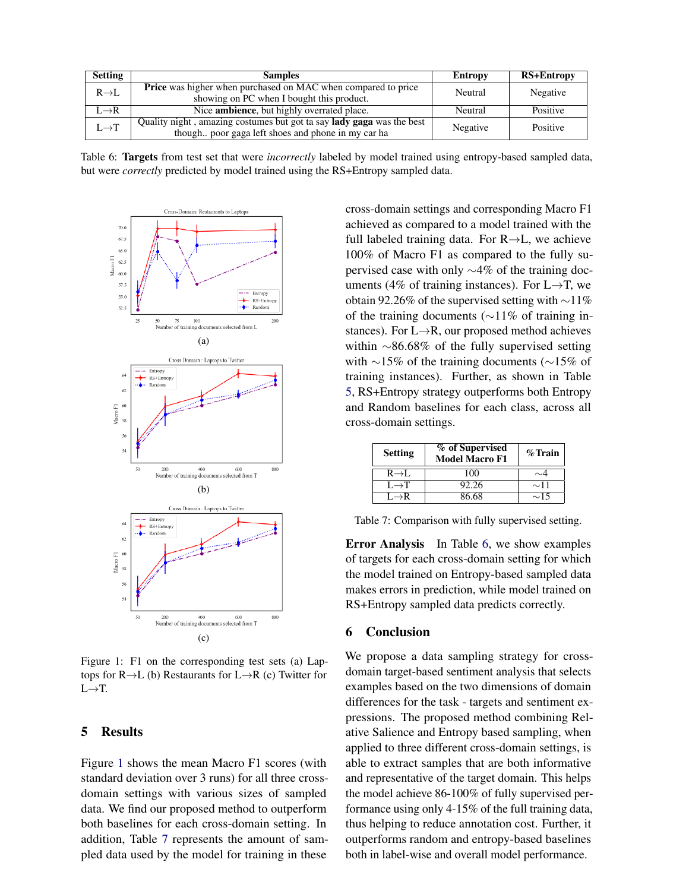| Setting | Samples | Entropy | RS+Entropy |
|---|---|---|---|
| R→L | **Price** was higher when purchased on MAC when compared to price showing on PC when I bought this product. | Neutral | Negative |
| L→R | Nice **ambience**, but highly overrated place. | Neutral | Positive |
| L→T | Quality night , amazing costumes but got ta say **lady gaga** was the best though.. poor gaga left shoes and phone in my car ha | Negative | Positive |

Table 6: **Targets** from test set that were *incorrectly* labeled by model trained using entropy-based sampled data, but were *correctly* predicted by model trained using the RS+Entropy sampled data.

(a)

(b)

(c)

Figure 1: F1 on the corresponding test sets (a) Laptops for R→L (b) Restaurants for L→R (c) Twitter for L→T.

## 5 Results

Figure 1 shows the mean Macro F1 scores (with standard deviation over 3 runs) for all three cross-domain settings with various sizes of sampled data. We find our proposed method to outperform both baselines for each cross-domain setting. In addition, Table 7 represents the amount of sampled data used by the model for training in these cross-domain settings and corresponding Macro F1 achieved as compared to a model trained with the full labeled training data. For R→L, we achieve 100% of Macro F1 as compared to the fully supervised case with only ∼4% of the training documents (4% of training instances). For L→T, we obtain 92.26% of the supervised setting with ∼11% of the training documents (∼11% of training instances). For L→R, our proposed method achieves within ∼86.68% of the fully supervised setting with ∼15% of the training documents (∼15% of training instances). Further, as shown in Table 5, RS+Entropy strategy outperforms both Entropy and Random baselines for each class, across all cross-domain settings.

| Setting | % of Supervised Model Macro F1 | %Train |
|---|---|---|
| R→L | 100 | ∼4 |
| L→T | 92.26 | ∼11 |
| L→R | 86.68 | ∼15 |

Table 7: Comparison with fully supervised setting.

**Error Analysis** In Table 6, we show examples of targets for each cross-domain setting for which the model trained on Entropy-based sampled data makes errors in prediction, while model trained on RS+Entropy sampled data predicts correctly.

## 6 Conclusion

We propose a data sampling strategy for cross-domain target-based sentiment analysis that selects examples based on the two dimensions of domain differences for the task - targets and sentiment expressions. The proposed method combining Relative Salience and Entropy based sampling, when applied to three different cross-domain settings, is able to extract samples that are both informative and representative of the target domain. This helps the model achieve 86-100% of fully supervised performance using only 4-15% of the full training data, thus helping to reduce annotation cost. Further, it outperforms random and entropy-based baselines both in label-wise and overall model performance.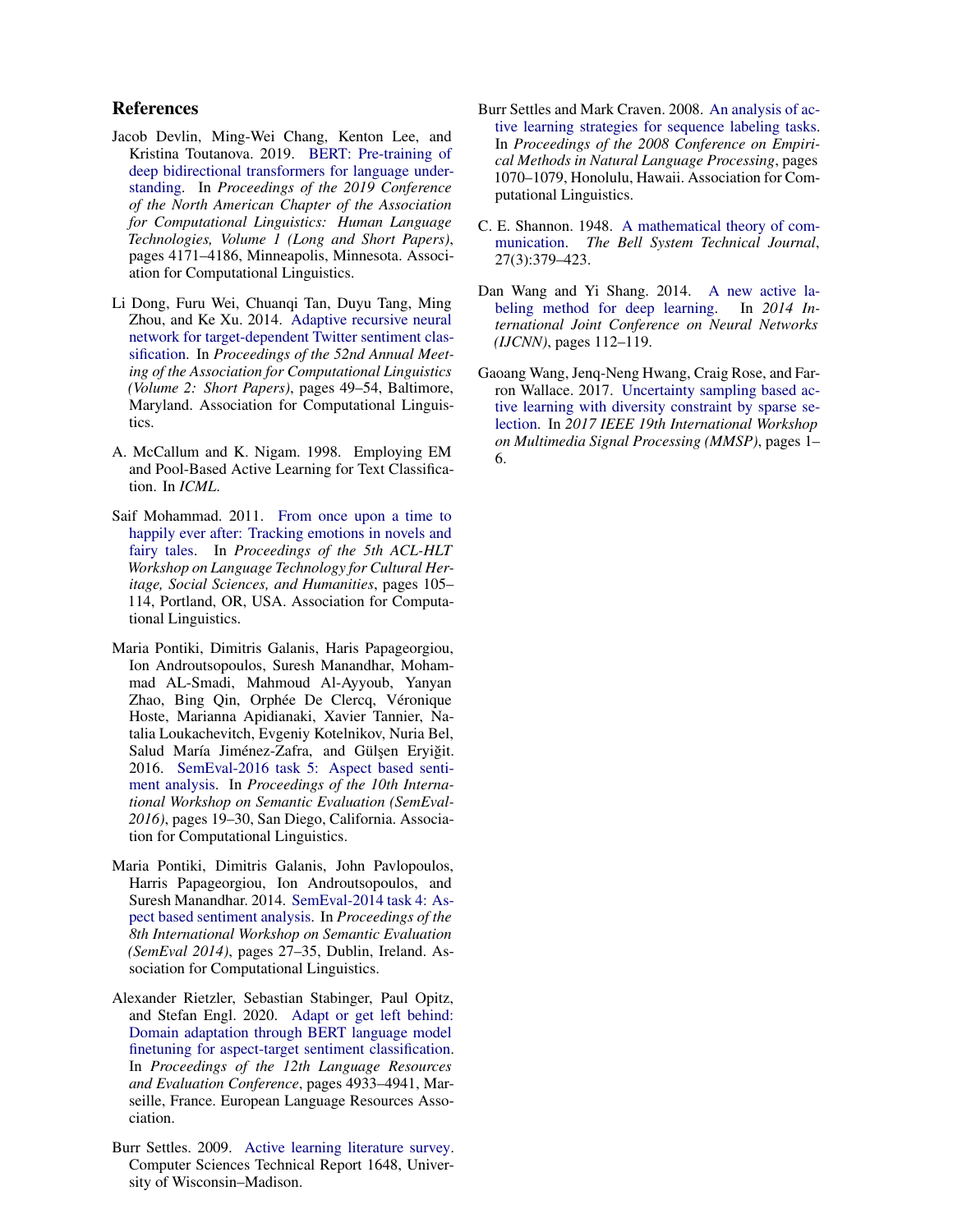## References

Jacob Devlin, Ming-Wei Chang, Kenton Lee, and Kristina Toutanova. 2019. BERT: Pre-training of deep bidirectional transformers for language understanding. In *Proceedings of the 2019 Conference of the North American Chapter of the Association for Computational Linguistics: Human Language Technologies, Volume 1 (Long and Short Papers)*, pages 4171–4186, Minneapolis, Minnesota. Association for Computational Linguistics.

Li Dong, Furu Wei, Chuanqi Tan, Duyu Tang, Ming Zhou, and Ke Xu. 2014. Adaptive recursive neural network for target-dependent Twitter sentiment classification. In *Proceedings of the 52nd Annual Meeting of the Association for Computational Linguistics (Volume 2: Short Papers)*, pages 49–54, Baltimore, Maryland. Association for Computational Linguistics.

A. McCallum and K. Nigam. 1998. Employing EM and Pool-Based Active Learning for Text Classification. In *ICML*.

Saif Mohammad. 2011. From once upon a time to happily ever after: Tracking emotions in novels and fairy tales. In *Proceedings of the 5th ACL-HLT Workshop on Language Technology for Cultural Heritage, Social Sciences, and Humanities*, pages 105–114, Portland, OR, USA. Association for Computational Linguistics.

Maria Pontiki, Dimitris Galanis, Haris Papageorgiou, Ion Androutsopoulos, Suresh Manandhar, Mohammad AL-Smadi, Mahmoud Al-Ayyoub, Yanyan Zhao, Bing Qin, Orphée De Clercq, Véronique Hoste, Marianna Apidianaki, Xavier Tannier, Natalia Loukachevitch, Evgeniy Kotelnikov, Nuria Bel, Salud María Jiménez-Zafra, and Gülşen Eryiğit. 2016. SemEval-2016 task 5: Aspect based sentiment analysis. In *Proceedings of the 10th International Workshop on Semantic Evaluation (SemEval-2016)*, pages 19–30, San Diego, California. Association for Computational Linguistics.

Maria Pontiki, Dimitris Galanis, John Pavlopoulos, Harris Papageorgiou, Ion Androutsopoulos, and Suresh Manandhar. 2014. SemEval-2014 task 4: Aspect based sentiment analysis. In *Proceedings of the 8th International Workshop on Semantic Evaluation (SemEval 2014)*, pages 27–35, Dublin, Ireland. Association for Computational Linguistics.

Alexander Rietzler, Sebastian Stabinger, Paul Opitz, and Stefan Engl. 2020. Adapt or get left behind: Domain adaptation through BERT language model finetuning for aspect-target sentiment classification. In *Proceedings of the 12th Language Resources and Evaluation Conference*, pages 4933–4941, Marseille, France. European Language Resources Association.

Burr Settles. 2009. Active learning literature survey. Computer Sciences Technical Report 1648, University of Wisconsin–Madison.

Burr Settles and Mark Craven. 2008. An analysis of active learning strategies for sequence labeling tasks. In *Proceedings of the 2008 Conference on Empirical Methods in Natural Language Processing*, pages 1070–1079, Honolulu, Hawaii. Association for Computational Linguistics.

C. E. Shannon. 1948. A mathematical theory of communication. *The Bell System Technical Journal*, 27(3):379–423.

Dan Wang and Yi Shang. 2014. A new active labeling method for deep learning. In *2014 International Joint Conference on Neural Networks (IJCNN)*, pages 112–119.

Gaoang Wang, Jenq-Neng Hwang, Craig Rose, and Farron Wallace. 2017. Uncertainty sampling based active learning with diversity constraint by sparse selection. In *2017 IEEE 19th International Workshop on Multimedia Signal Processing (MMSP)*, pages 1–6.